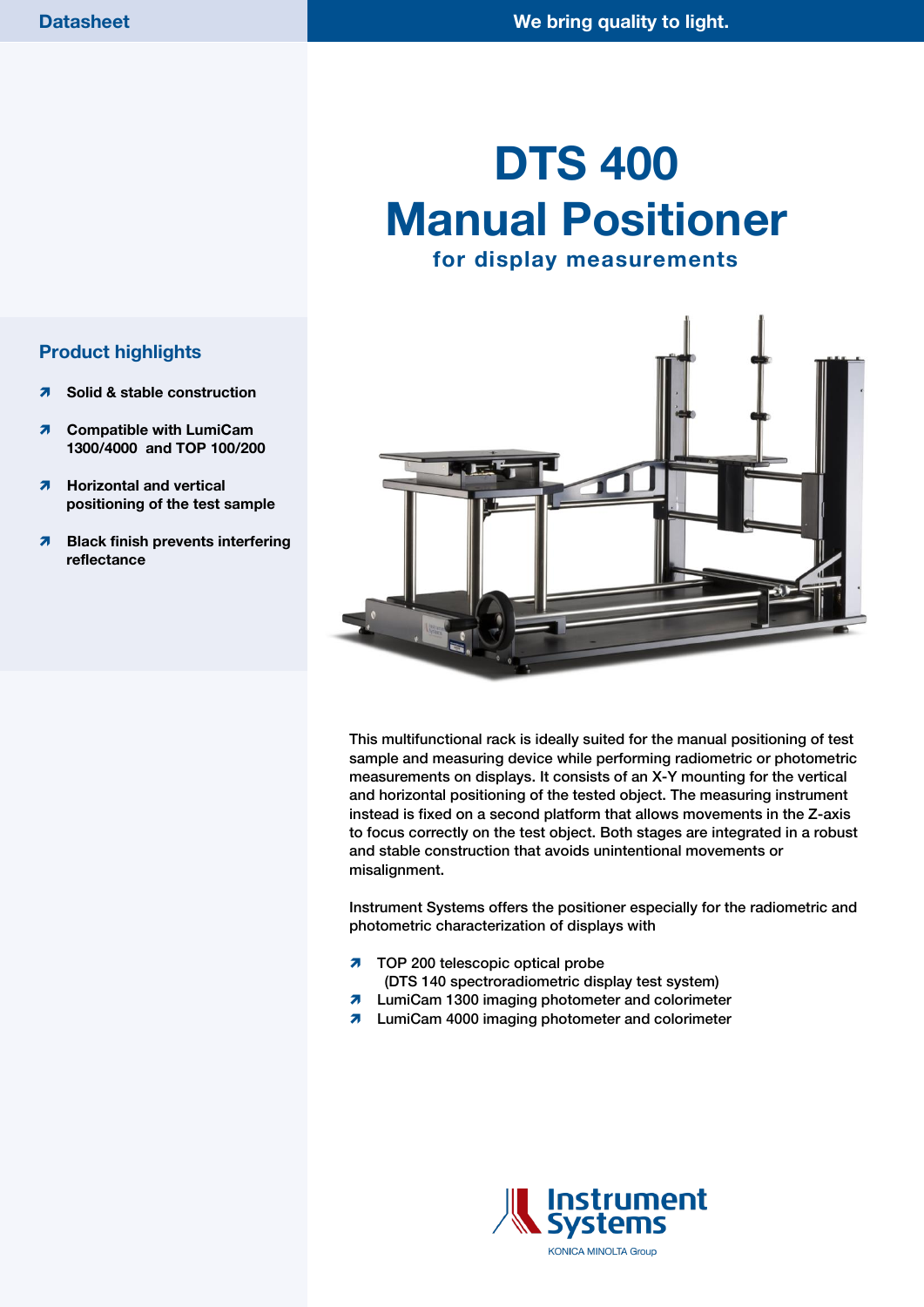Datasheet

We bring quality to light.

# DTS 400 Manual Positioner

## for display measurements

### Product highlights

- **Solid & stable construction**
- **Compatible with LumiCam 1300/4000 and TOP 100/200**
- **Horizontal and vertical positioning of the test sample**
- **Black finish prevents interfering reflectance**

This multifunctional rack is ideally suited for the manual positioning of test sample and measuring device while performing radiometric or photometric measurements on displays. It consists of an X-Y mounting for the vertical and horizontal positioning of the tested object. The measuring instrument instead is fixed on a second platform that allows movements in the Z-axis to focus correctly on the test object. Both stages are integrated in a robust and stable construction that avoids unintentional movements or misalignment.

Instrument Systems offers the positioner especially for the radiometric and photometric characterization of displays with

- TOP 200 telescopic optical probe (DTS 140 spectroradiometric display test system)
- LumiCam 1300 imaging photometer and colorimeter
- LumiCam 4000 imaging photometer and colorimeter

Instrument Systems
KONICA MINOLTA Group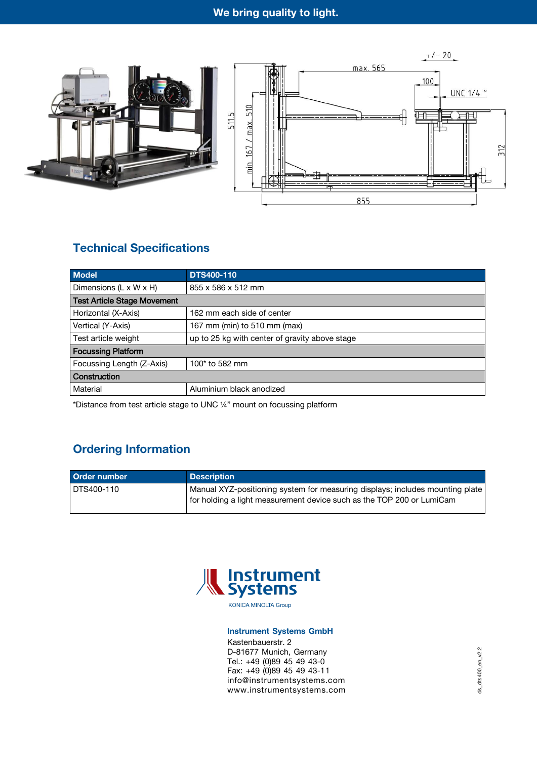## Technical Specifications

| Model | DTS400-110 |
|---|---|
| Dimensions (L x W x H) | 855 x 586 x 512 mm |
| **Test Article Stage Movement** | |
| Horizontal (X-Axis) | 162 mm each side of center |
| Vertical (Y-Axis) | 167 mm (min) to 510 mm (max) |
| Test article weight | up to 25 kg with center of gravity above stage |
| **Focussing Platform** | |
| Focussing Length (Z-Axis) | 100* to 582 mm |
| **Construction** | |
| Material | Aluminium black anodized |

*Distance from test article stage to UNC ¼" mount on focussing platform

## Ordering Information

| Order number | Description |
|---|---|
| DTS400-110 | Manual XYZ-positioning system for measuring displays; includes mounting plate for holding a light measurement device such as the TOP 200 or LumiCam |

Instrument Systems
KONICA MINOLTA Group

**Instrument Systems GmbH**
Kastenbauerstr. 2
D-81677 Munich, Germany
Tel.: +49 (0)89 45 49 43-0
Fax: +49 (0)89 45 49 43-11
info@instrumentsystems.com
www.instrumentsystems.com

ds_dts400_en_v2.2